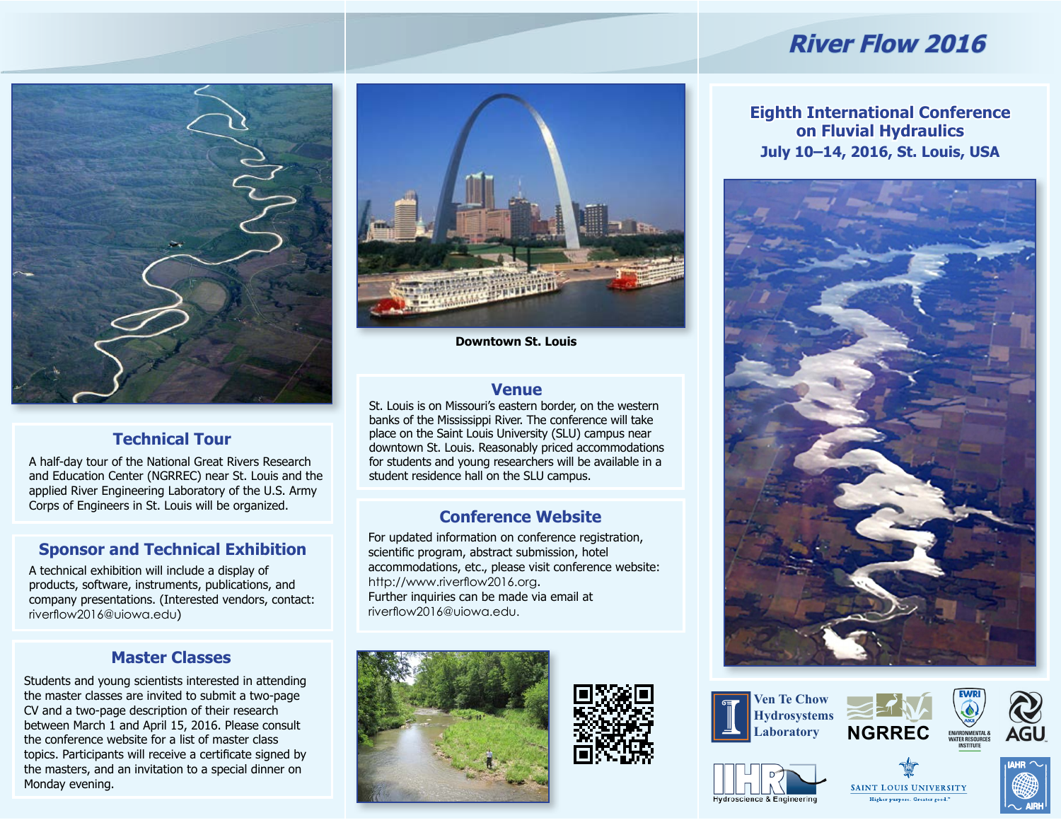# River Flow 2016

## Eighth International Conference on Fluvial Hydraulics

**July 10–14, 2016, St. Louis, USA**

## Technical Tour

A half-day tour of the National Great Rivers Research and Education Center (NGRREC) near St. Louis and the applied River Engineering Laboratory of the U.S. Army Corps of Engineers in St. Louis will be organized.

## Sponsor and Technical Exhibition

A technical exhibition will include a display of products, software, instruments, publications, and company presentations. (Interested vendors, contact: riverflow2016@uiowa.edu)

## Master Classes

Students and young scientists interested in attending the master classes are invited to submit a two-page CV and a two-page description of their research between March 1 and April 15, 2016. Please consult the conference website for a list of master class topics. Participants will receive a certificate signed by the masters, and an invitation to a special dinner on Monday evening.

**Downtown St. Louis**

## Venue

St. Louis is on Missouri's eastern border, on the western banks of the Mississippi River. The conference will take place on the Saint Louis University (SLU) campus near downtown St. Louis. Reasonably priced accommodations for students and young researchers will be available in a student residence hall on the SLU campus.

## Conference Website

For updated information on conference registration, scientific program, abstract submission, hotel accommodations, etc., please visit conference website: http://www.riverflow2016.org.
Further inquiries can be made via email at riverflow2016@uiowa.edu.

Ven Te Chow Hydrosystems Laboratory

NGRREC

EWRI – Environmental & Water Resources Institute

AGU

IIHR Hydroscience & Engineering

Saint Louis University – Higher purpose. Greater good.

IAHR AIRH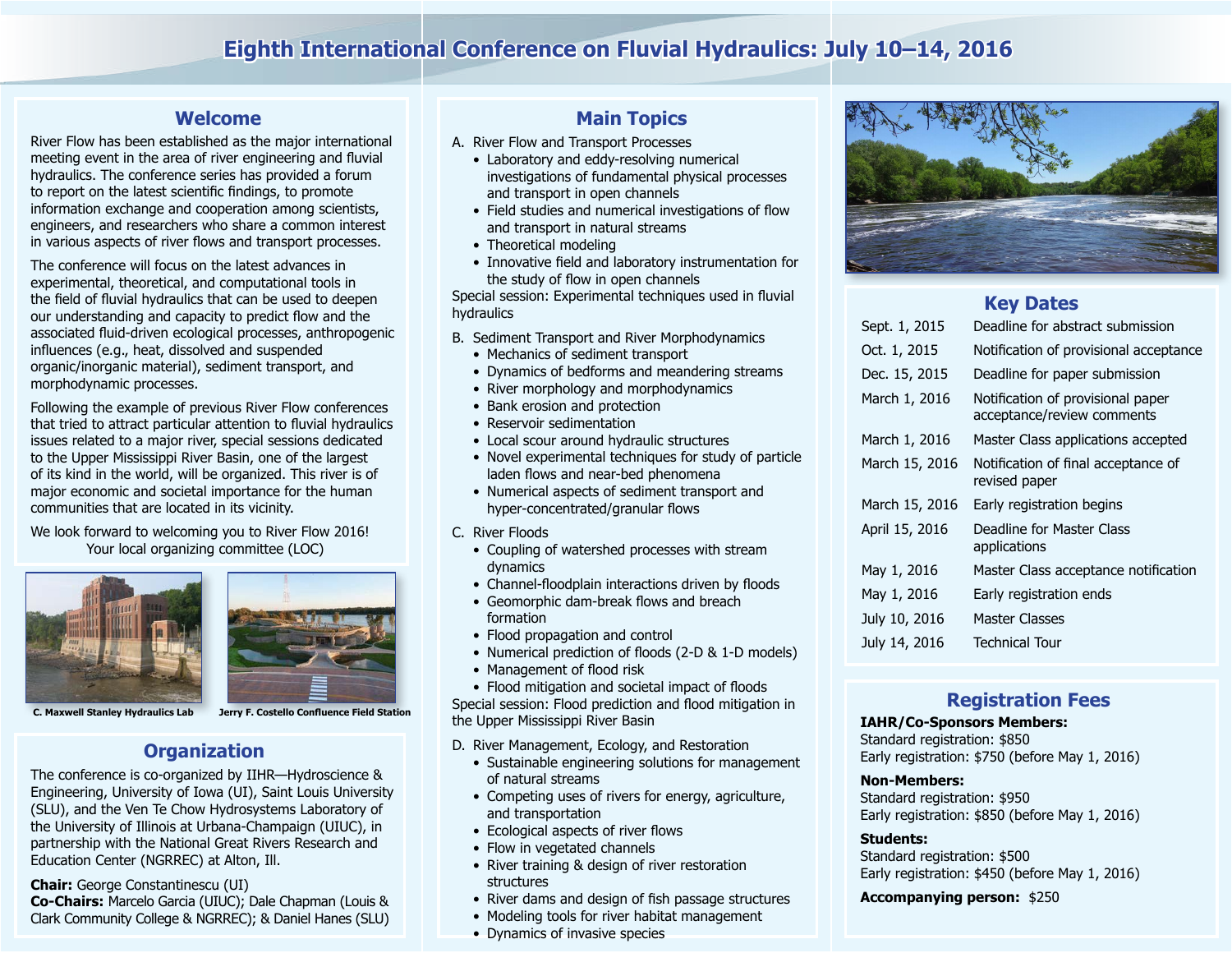# Eighth International Conference on Fluvial Hydraulics: July 10–14, 2016

## Welcome

River Flow has been established as the major international meeting event in the area of river engineering and fluvial hydraulics. The conference series has provided a forum to report on the latest scientific findings, to promote information exchange and cooperation among scientists, engineers, and researchers who share a common interest in various aspects of river flows and transport processes.

The conference will focus on the latest advances in experimental, theoretical, and computational tools in the field of fluvial hydraulics that can be used to deepen our understanding and capacity to predict flow and the associated fluid-driven ecological processes, anthropogenic influences (e.g., heat, dissolved and suspended organic/inorganic material), sediment transport, and morphodynamic processes.

Following the example of previous River Flow conferences that tried to attract particular attention to fluvial hydraulics issues related to a major river, special sessions dedicated to the Upper Mississippi River Basin, one of the largest of its kind in the world, will be organized. This river is of major economic and societal importance for the human communities that are located in its vicinity.

We look forward to welcoming you to River Flow 2016!
Your local organizing committee (LOC)

C. Maxwell Stanley Hydraulics Lab

Jerry F. Costello Confluence Field Station

## Organization

The conference is co-organized by IIHR—Hydroscience & Engineering, University of Iowa (UI), Saint Louis University (SLU), and the Ven Te Chow Hydrosystems Laboratory of the University of Illinois at Urbana-Champaign (UIUC), in partnership with the National Great Rivers Research and Education Center (NGRREC) at Alton, Ill.

**Chair:** George Constantinescu (UI)
**Co-Chairs:** Marcelo Garcia (UIUC); Dale Chapman (Louis & Clark Community College & NGRREC); & Daniel Hanes (SLU)

## Main Topics

A. River Flow and Transport Processes
- Laboratory and eddy-resolving numerical investigations of fundamental physical processes and transport in open channels
- Field studies and numerical investigations of flow and transport in natural streams
- Theoretical modeling
- Innovative field and laboratory instrumentation for the study of flow in open channels

Special session: Experimental techniques used in fluvial hydraulics

B. Sediment Transport and River Morphodynamics
- Mechanics of sediment transport
- Dynamics of bedforms and meandering streams
- River morphology and morphodynamics
- Bank erosion and protection
- Reservoir sedimentation
- Local scour around hydraulic structures
- Novel experimental techniques for study of particle laden flows and near-bed phenomena
- Numerical aspects of sediment transport and hyper-concentrated/granular flows

C. River Floods
- Coupling of watershed processes with stream dynamics
- Channel-floodplain interactions driven by floods
- Geomorphic dam-break flows and breach formation
- Flood propagation and control
- Numerical prediction of floods (2-D & 1-D models)
- Management of flood risk
- Flood mitigation and societal impact of floods

Special session: Flood prediction and flood mitigation in the Upper Mississippi River Basin

D. River Management, Ecology, and Restoration
- Sustainable engineering solutions for management of natural streams
- Competing uses of rivers for energy, agriculture, and transportation
- Ecological aspects of river flows
- Flow in vegetated channels
- River training & design of river restoration structures
- River dams and design of fish passage structures
- Modeling tools for river habitat management
- Dynamics of invasive species

## Key Dates

| | |
|---|---|
| Sept. 1, 2015 | Deadline for abstract submission |
| Oct. 1, 2015 | Notification of provisional acceptance |
| Dec. 15, 2015 | Deadline for paper submission |
| March 1, 2016 | Notification of provisional paper acceptance/review comments |
| March 1, 2016 | Master Class applications accepted |
| March 15, 2016 | Notification of final acceptance of revised paper |
| March 15, 2016 | Early registration begins |
| April 15, 2016 | Deadline for Master Class applications |
| May 1, 2016 | Master Class acceptance notification |
| May 1, 2016 | Early registration ends |
| July 10, 2016 | Master Classes |
| July 14, 2016 | Technical Tour |

## Registration Fees

**IAHR/Co-Sponsors Members:**
Standard registration: $850
Early registration: $750 (before May 1, 2016)

**Non-Members:**
Standard registration: $950
Early registration: $850 (before May 1, 2016)

**Students:**
Standard registration: $500
Early registration: $450 (before May 1, 2016)

**Accompanying person:** $250